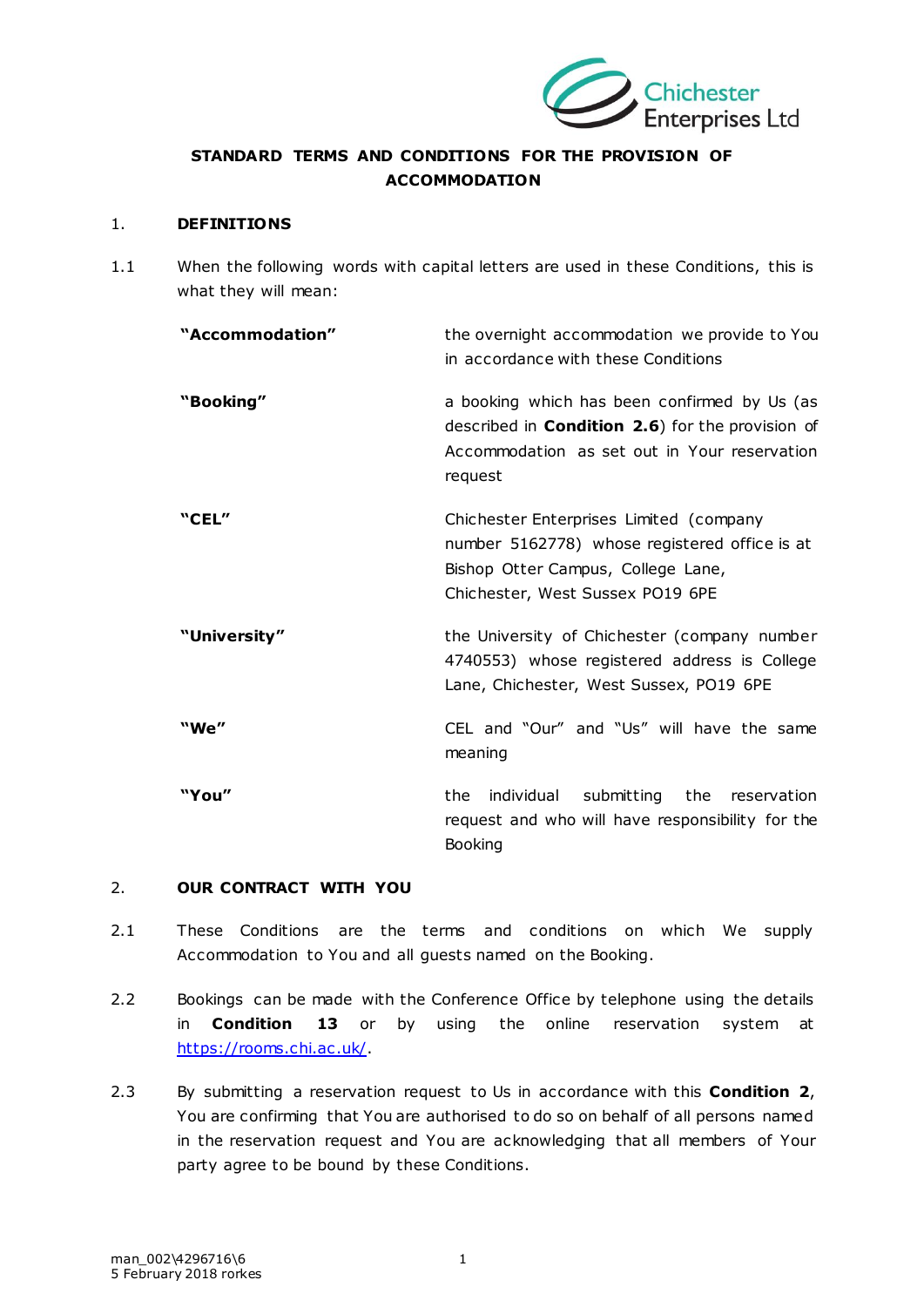# STANDARD TERMS AND CONDITIONS FOR THE PROVISION OF ACCOMMODATION

## 1. DEFINITIONS

1.1 When the following words with capital letters are used in these Conditions, this is what they will mean:

| | |
|---|---|
| **"Accommodation"** | the overnight accommodation we provide to You in accordance with these Conditions |
| **"Booking"** | a booking which has been confirmed by Us (as described in **Condition 2.6**) for the provision of Accommodation as set out in Your reservation request |
| **"CEL"** | Chichester Enterprises Limited (company number 5162778) whose registered office is at Bishop Otter Campus, College Lane, Chichester, West Sussex PO19 6PE |
| **"University"** | the University of Chichester (company number 4740553) whose registered address is College Lane, Chichester, West Sussex, PO19 6PE |
| **"We"** | CEL and "Our" and "Us" will have the same meaning |
| **"You"** | the individual submitting the reservation request and who will have responsibility for the Booking |

## 2. OUR CONTRACT WITH YOU

2.1 These Conditions are the terms and conditions on which We supply Accommodation to You and all guests named on the Booking.

2.2 Bookings can be made with the Conference Office by telephone using the details in **Condition 13** or by using the online reservation system at https://rooms.chi.ac.uk/.

2.3 By submitting a reservation request to Us in accordance with this **Condition 2**, You are confirming that You are authorised to do so on behalf of all persons named in the reservation request and You are acknowledging that all members of Your party agree to be bound by these Conditions.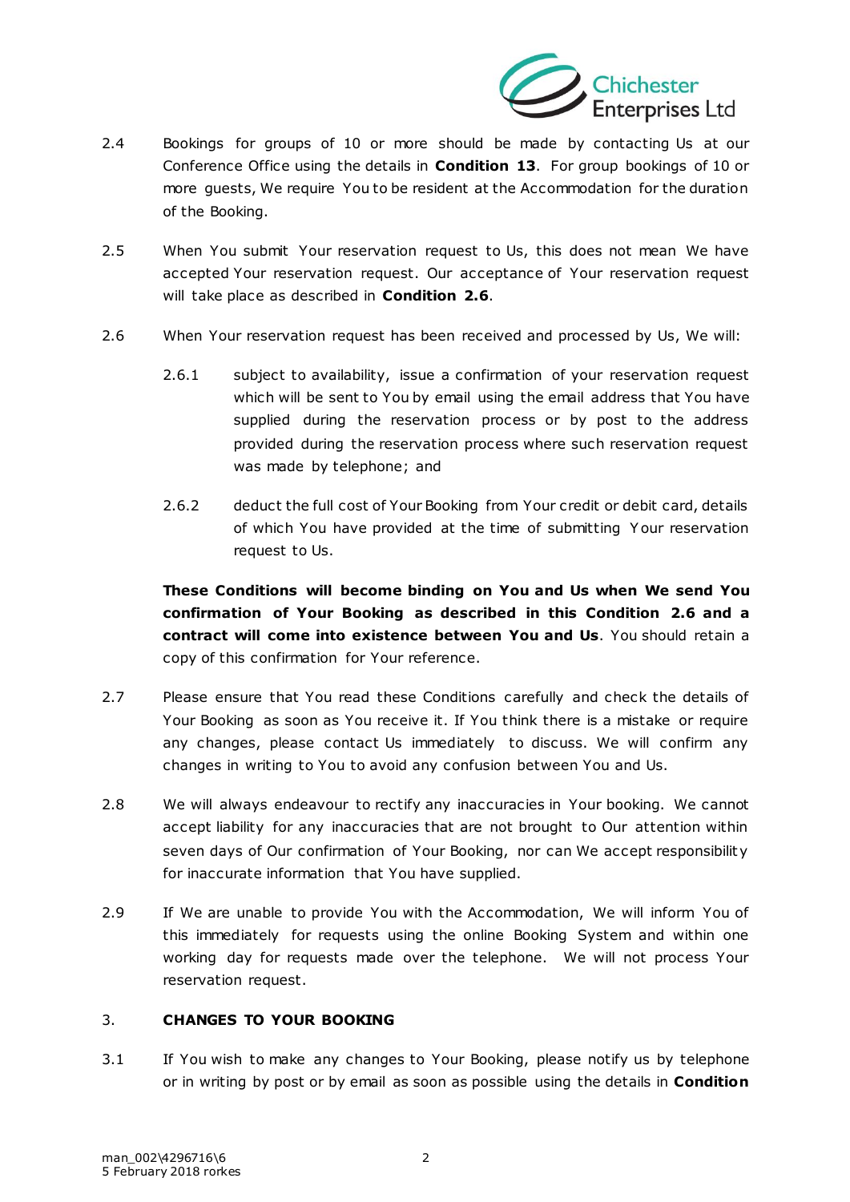2.4 Bookings for groups of 10 or more should be made by contacting Us at our Conference Office using the details in **Condition 13**. For group bookings of 10 or more guests, We require You to be resident at the Accommodation for the duration of the Booking.

2.5 When You submit Your reservation request to Us, this does not mean We have accepted Your reservation request. Our acceptance of Your reservation request will take place as described in **Condition 2.6**.

2.6 When Your reservation request has been received and processed by Us, We will:

2.6.1 subject to availability, issue a confirmation of your reservation request which will be sent to You by email using the email address that You have supplied during the reservation process or by post to the address provided during the reservation process where such reservation request was made by telephone; and

2.6.2 deduct the full cost of Your Booking from Your credit or debit card, details of which You have provided at the time of submitting Your reservation request to Us.

**These Conditions will become binding on You and Us when We send You confirmation of Your Booking as described in this Condition 2.6 and a contract will come into existence between You and Us**. You should retain a copy of this confirmation for Your reference.

2.7 Please ensure that You read these Conditions carefully and check the details of Your Booking as soon as You receive it. If You think there is a mistake or require any changes, please contact Us immediately to discuss. We will confirm any changes in writing to You to avoid any confusion between You and Us.

2.8 We will always endeavour to rectify any inaccuracies in Your booking. We cannot accept liability for any inaccuracies that are not brought to Our attention within seven days of Our confirmation of Your Booking, nor can We accept responsibility for inaccurate information that You have supplied.

2.9 If We are unable to provide You with the Accommodation, We will inform You of this immediately for requests using the online Booking System and within one working day for requests made over the telephone. We will not process Your reservation request.

## 3. CHANGES TO YOUR BOOKING

3.1 If You wish to make any changes to Your Booking, please notify us by telephone or in writing by post or by email as soon as possible using the details in **Condition**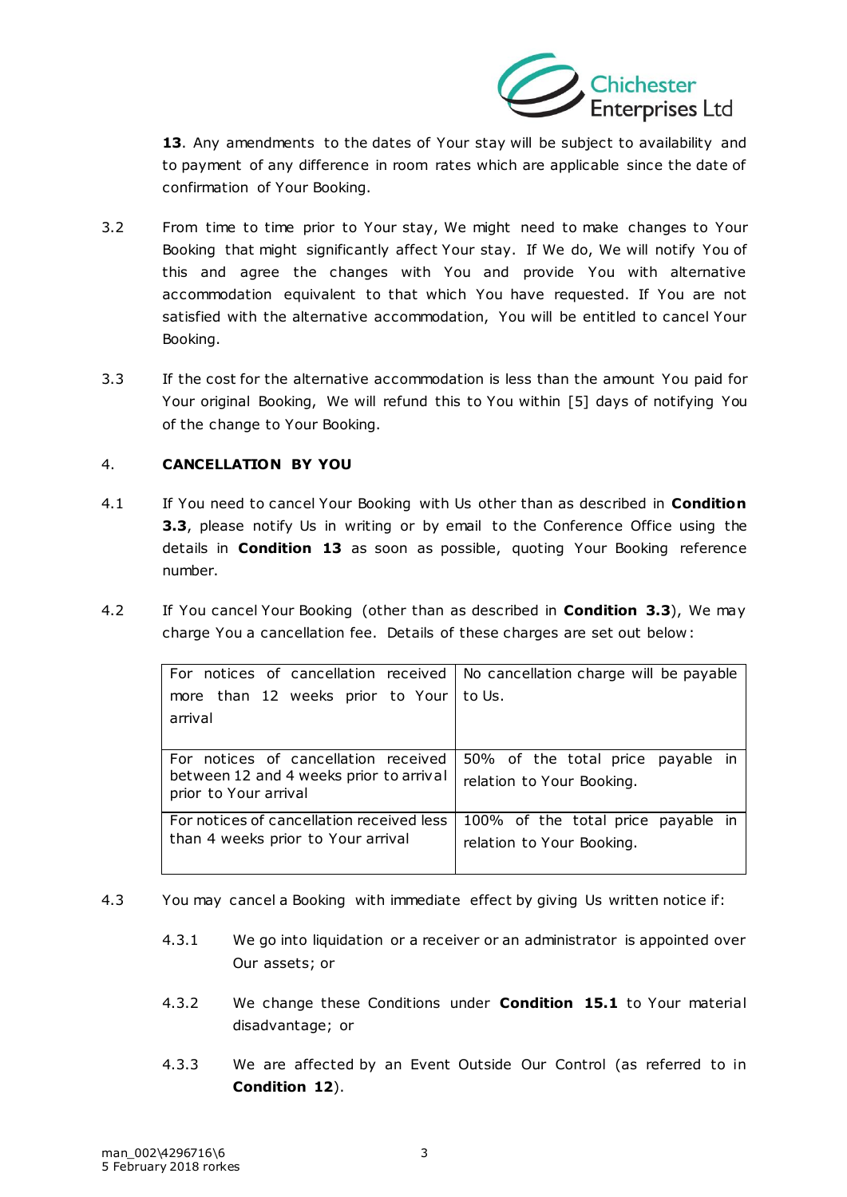**13**. Any amendments to the dates of Your stay will be subject to availability and to payment of any difference in room rates which are applicable since the date of confirmation of Your Booking.

3.2 From time to time prior to Your stay, We might need to make changes to Your Booking that might significantly affect Your stay. If We do, We will notify You of this and agree the changes with You and provide You with alternative accommodation equivalent to that which You have requested. If You are not satisfied with the alternative accommodation, You will be entitled to cancel Your Booking.

3.3 If the cost for the alternative accommodation is less than the amount You paid for Your original Booking, We will refund this to You within [5] days of notifying You of the change to Your Booking.

4. **CANCELLATION BY YOU**

4.1 If You need to cancel Your Booking with Us other than as described in **Condition 3.3**, please notify Us in writing or by email to the Conference Office using the details in **Condition 13** as soon as possible, quoting Your Booking reference number.

4.2 If You cancel Your Booking (other than as described in **Condition 3.3**), We may charge You a cancellation fee. Details of these charges are set out below:

| | |
|---|---|
| For notices of cancellation received more than 12 weeks prior to Your arrival | No cancellation charge will be payable to Us. |
| For notices of cancellation received between 12 and 4 weeks prior to arrival prior to Your arrival | 50% of the total price payable in relation to Your Booking. |
| For notices of cancellation received less than 4 weeks prior to Your arrival | 100% of the total price payable in relation to Your Booking. |

4.3 You may cancel a Booking with immediate effect by giving Us written notice if:

4.3.1 We go into liquidation or a receiver or an administrator is appointed over Our assets; or

4.3.2 We change these Conditions under **Condition 15.1** to Your material disadvantage; or

4.3.3 We are affected by an Event Outside Our Control (as referred to in **Condition 12**).

man_002\4296716\6
5 February 2018 rorkes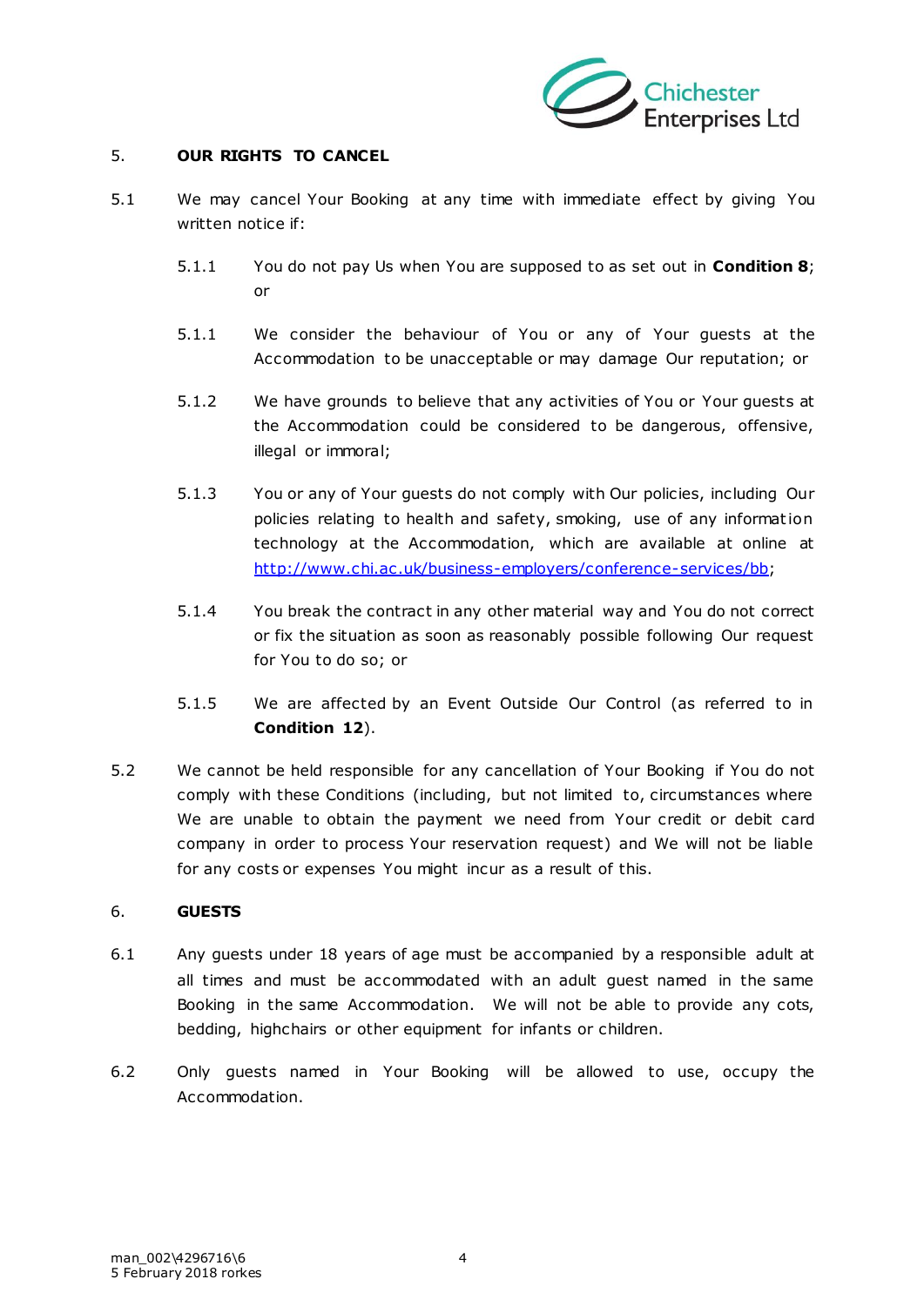## 5. OUR RIGHTS TO CANCEL

5.1 We may cancel Your Booking at any time with immediate effect by giving You written notice if:

5.1.1 You do not pay Us when You are supposed to as set out in **Condition 8**; or

5.1.1 We consider the behaviour of You or any of Your guests at the Accommodation to be unacceptable or may damage Our reputation; or

5.1.2 We have grounds to believe that any activities of You or Your guests at the Accommodation could be considered to be dangerous, offensive, illegal or immoral;

5.1.3 You or any of Your guests do not comply with Our policies, including Our policies relating to health and safety, smoking, use of any information technology at the Accommodation, which are available at online at [http://www.chi.ac.uk/business-employers/conference-services/bb](http://www.chi.ac.uk/business-employers/conference-services/bb);

5.1.4 You break the contract in any other material way and You do not correct or fix the situation as soon as reasonably possible following Our request for You to do so; or

5.1.5 We are affected by an Event Outside Our Control (as referred to in **Condition 12**).

5.2 We cannot be held responsible for any cancellation of Your Booking if You do not comply with these Conditions (including, but not limited to, circumstances where We are unable to obtain the payment we need from Your credit or debit card company in order to process Your reservation request) and We will not be liable for any costs or expenses You might incur as a result of this.

## 6. GUESTS

6.1 Any guests under 18 years of age must be accompanied by a responsible adult at all times and must be accommodated with an adult guest named in the same Booking in the same Accommodation. We will not be able to provide any cots, bedding, highchairs or other equipment for infants or children.

6.2 Only guests named in Your Booking will be allowed to use, occupy the Accommodation.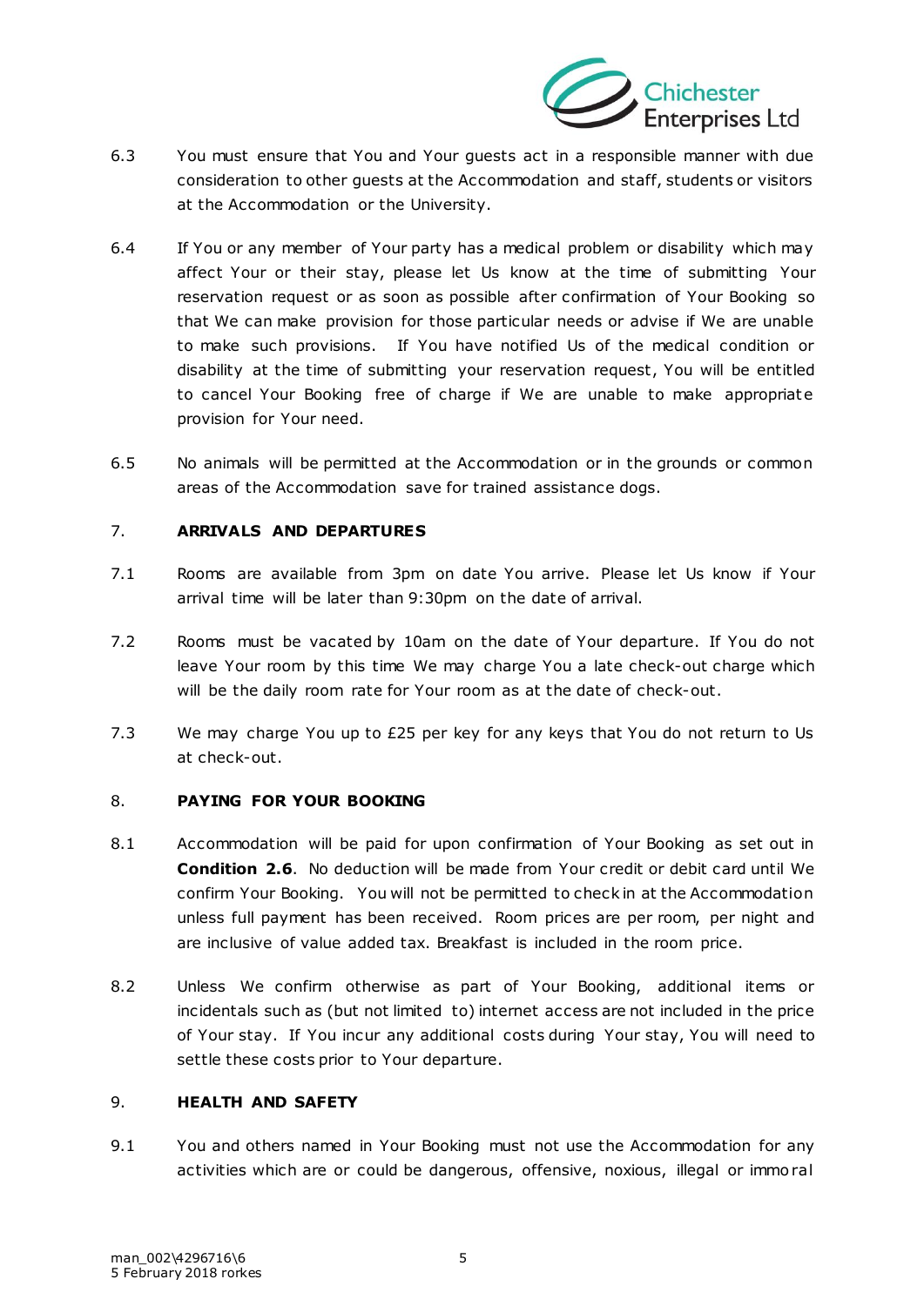6.3 You must ensure that You and Your guests act in a responsible manner with due consideration to other guests at the Accommodation and staff, students or visitors at the Accommodation or the University.

6.4 If You or any member of Your party has a medical problem or disability which may affect Your or their stay, please let Us know at the time of submitting Your reservation request or as soon as possible after confirmation of Your Booking so that We can make provision for those particular needs or advise if We are unable to make such provisions. If You have notified Us of the medical condition or disability at the time of submitting your reservation request, You will be entitled to cancel Your Booking free of charge if We are unable to make appropriate provision for Your need.

6.5 No animals will be permitted at the Accommodation or in the grounds or common areas of the Accommodation save for trained assistance dogs.

## 7. ARRIVALS AND DEPARTURES

7.1 Rooms are available from 3pm on date You arrive. Please let Us know if Your arrival time will be later than 9:30pm on the date of arrival.

7.2 Rooms must be vacated by 10am on the date of Your departure. If You do not leave Your room by this time We may charge You a late check-out charge which will be the daily room rate for Your room as at the date of check-out.

7.3 We may charge You up to £25 per key for any keys that You do not return to Us at check-out.

## 8. PAYING FOR YOUR BOOKING

8.1 Accommodation will be paid for upon confirmation of Your Booking as set out in **Condition 2.6**. No deduction will be made from Your credit or debit card until We confirm Your Booking. You will not be permitted to check in at the Accommodation unless full payment has been received. Room prices are per room, per night and are inclusive of value added tax. Breakfast is included in the room price.

8.2 Unless We confirm otherwise as part of Your Booking, additional items or incidentals such as (but not limited to) internet access are not included in the price of Your stay. If You incur any additional costs during Your stay, You will need to settle these costs prior to Your departure.

## 9. HEALTH AND SAFETY

9.1 You and others named in Your Booking must not use the Accommodation for any activities which are or could be dangerous, offensive, noxious, illegal or immoral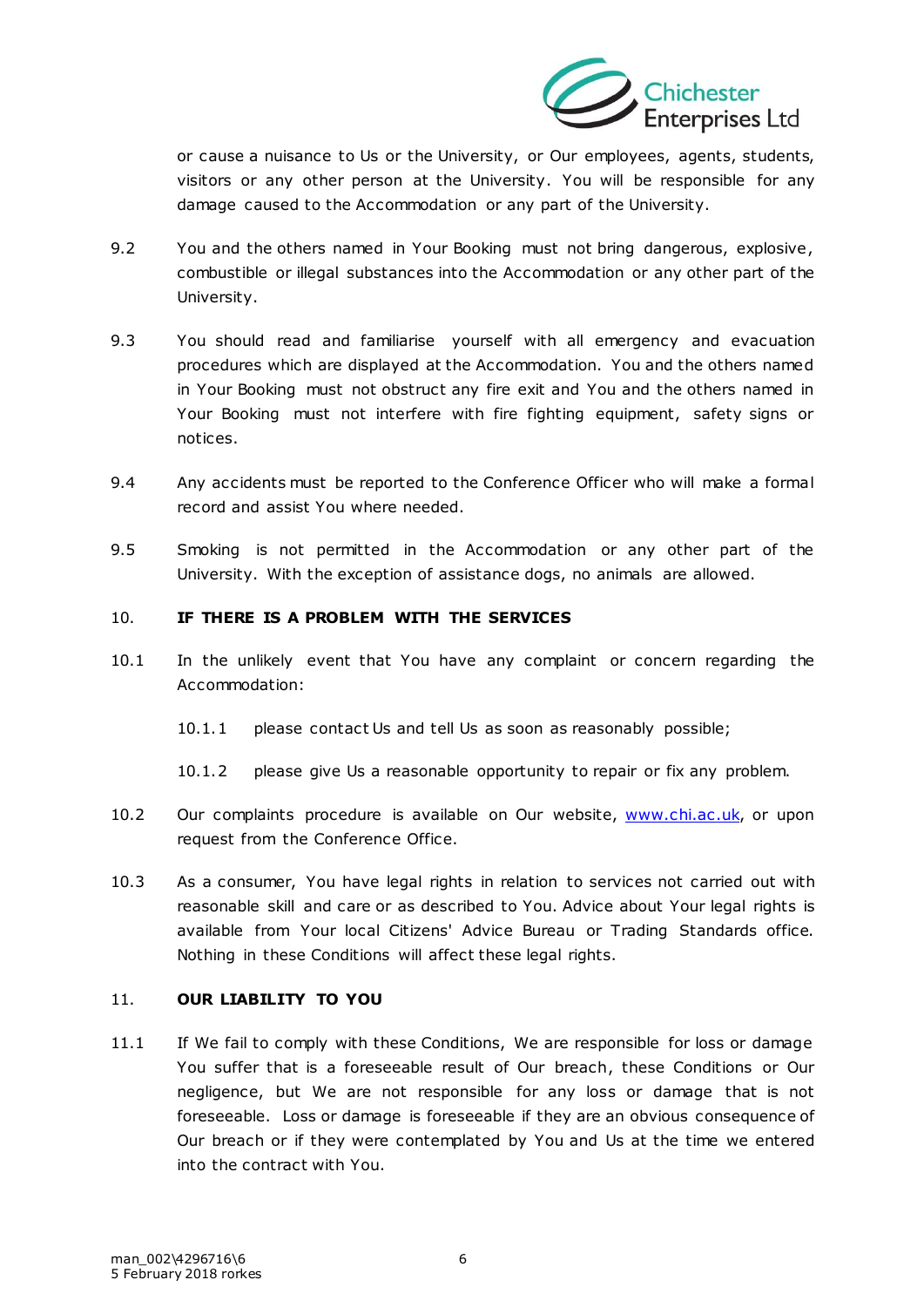or cause a nuisance to Us or the University, or Our employees, agents, students, visitors or any other person at the University. You will be responsible for any damage caused to the Accommodation or any part of the University.

9.2 You and the others named in Your Booking must not bring dangerous, explosive, combustible or illegal substances into the Accommodation or any other part of the University.

9.3 You should read and familiarise yourself with all emergency and evacuation procedures which are displayed at the Accommodation. You and the others named in Your Booking must not obstruct any fire exit and You and the others named in Your Booking must not interfere with fire fighting equipment, safety signs or notices.

9.4 Any accidents must be reported to the Conference Officer who will make a formal record and assist You where needed.

9.5 Smoking is not permitted in the Accommodation or any other part of the University. With the exception of assistance dogs, no animals are allowed.

## 10. IF THERE IS A PROBLEM WITH THE SERVICES

10.1 In the unlikely event that You have any complaint or concern regarding the Accommodation:

10.1.1 please contact Us and tell Us as soon as reasonably possible;

10.1.2 please give Us a reasonable opportunity to repair or fix any problem.

10.2 Our complaints procedure is available on Our website, [www.chi.ac.uk](www.chi.ac.uk), or upon request from the Conference Office.

10.3 As a consumer, You have legal rights in relation to services not carried out with reasonable skill and care or as described to You. Advice about Your legal rights is available from Your local Citizens' Advice Bureau or Trading Standards office. Nothing in these Conditions will affect these legal rights.

## 11. OUR LIABILITY TO YOU

11.1 If We fail to comply with these Conditions, We are responsible for loss or damage You suffer that is a foreseeable result of Our breach, these Conditions or Our negligence, but We are not responsible for any loss or damage that is not foreseeable. Loss or damage is foreseeable if they are an obvious consequence of Our breach or if they were contemplated by You and Us at the time we entered into the contract with You.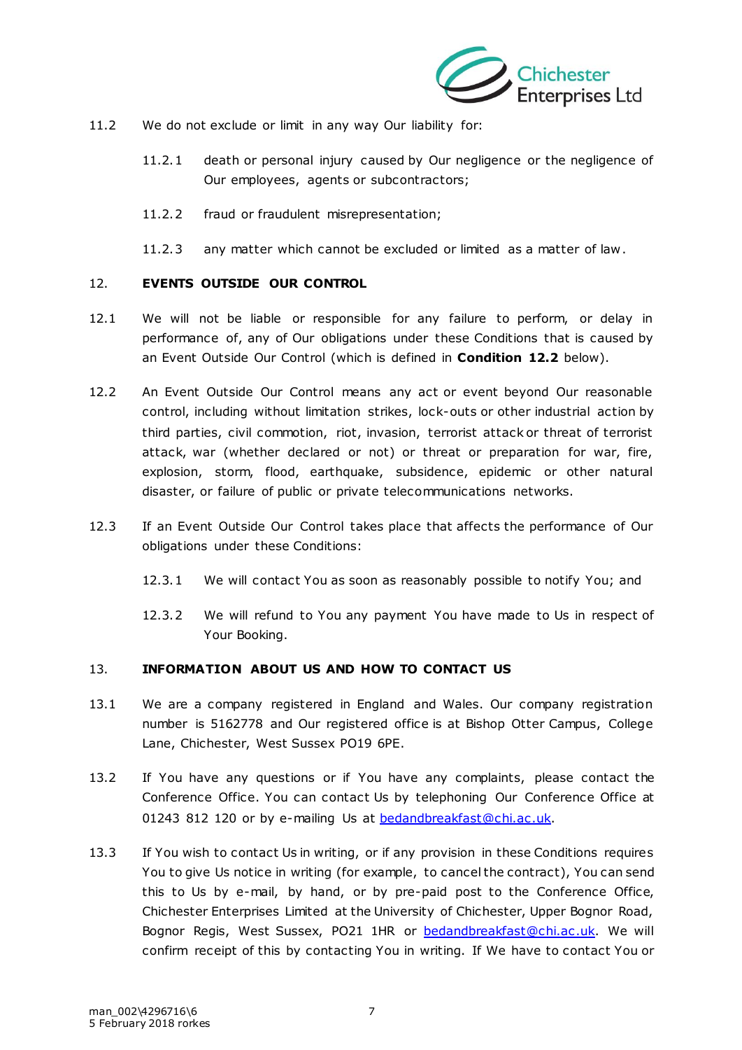11.2 We do not exclude or limit in any way Our liability for:

11.2.1 death or personal injury caused by Our negligence or the negligence of Our employees, agents or subcontractors;

11.2.2 fraud or fraudulent misrepresentation;

11.2.3 any matter which cannot be excluded or limited as a matter of law.

## 12. EVENTS OUTSIDE OUR CONTROL

12.1 We will not be liable or responsible for any failure to perform, or delay in performance of, any of Our obligations under these Conditions that is caused by an Event Outside Our Control (which is defined in **Condition 12.2** below).

12.2 An Event Outside Our Control means any act or event beyond Our reasonable control, including without limitation strikes, lock-outs or other industrial action by third parties, civil commotion, riot, invasion, terrorist attack or threat of terrorist attack, war (whether declared or not) or threat or preparation for war, fire, explosion, storm, flood, earthquake, subsidence, epidemic or other natural disaster, or failure of public or private telecommunications networks.

12.3 If an Event Outside Our Control takes place that affects the performance of Our obligations under these Conditions:

12.3.1 We will contact You as soon as reasonably possible to notify You; and

12.3.2 We will refund to You any payment You have made to Us in respect of Your Booking.

## 13. INFORMATION ABOUT US AND HOW TO CONTACT US

13.1 We are a company registered in England and Wales. Our company registration number is 5162778 and Our registered office is at Bishop Otter Campus, College Lane, Chichester, West Sussex PO19 6PE.

13.2 If You have any questions or if You have any complaints, please contact the Conference Office. You can contact Us by telephoning Our Conference Office at 01243 812 120 or by e-mailing Us at bedandbreakfast@chi.ac.uk.

13.3 If You wish to contact Us in writing, or if any provision in these Conditions requires You to give Us notice in writing (for example, to cancel the contract), You can send this to Us by e-mail, by hand, or by pre-paid post to the Conference Office, Chichester Enterprises Limited at the University of Chichester, Upper Bognor Road, Bognor Regis, West Sussex, PO21 1HR or bedandbreakfast@chi.ac.uk. We will confirm receipt of this by contacting You in writing. If We have to contact You or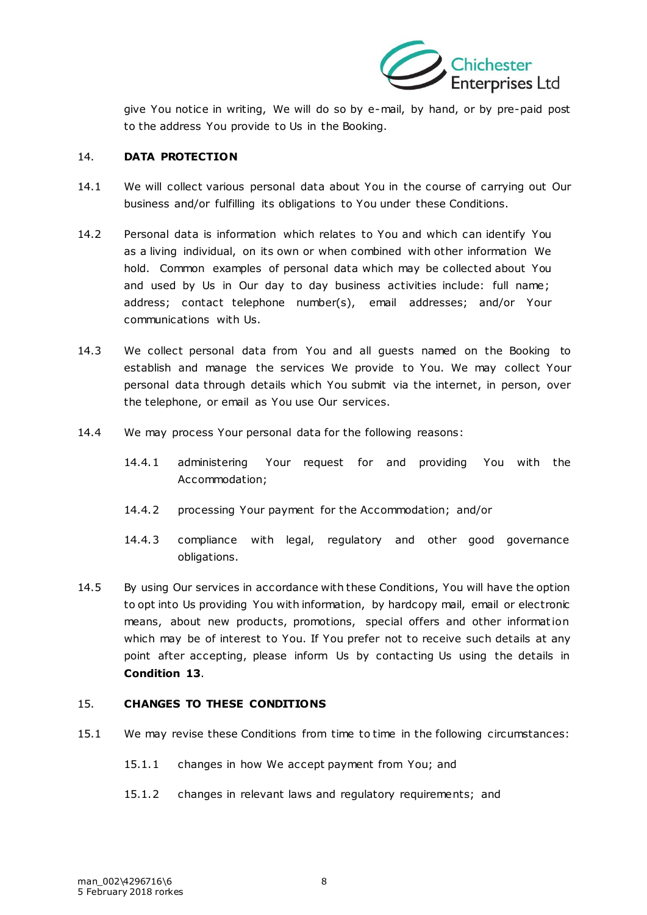give You notice in writing, We will do so by e-mail, by hand, or by pre-paid post to the address You provide to Us in the Booking.

14. **DATA PROTECTION**

14.1 We will collect various personal data about You in the course of carrying out Our business and/or fulfilling its obligations to You under these Conditions.

14.2 Personal data is information which relates to You and which can identify You as a living individual, on its own or when combined with other information We hold. Common examples of personal data which may be collected about You and used by Us in Our day to day business activities include: full name; address; contact telephone number(s), email addresses; and/or Your communications with Us.

14.3 We collect personal data from You and all guests named on the Booking to establish and manage the services We provide to You. We may collect Your personal data through details which You submit via the internet, in person, over the telephone, or email as You use Our services.

14.4 We may process Your personal data for the following reasons:

14.4.1 administering Your request for and providing You with the Accommodation;

14.4.2 processing Your payment for the Accommodation; and/or

14.4.3 compliance with legal, regulatory and other good governance obligations.

14.5 By using Our services in accordance with these Conditions, You will have the option to opt into Us providing You with information, by hardcopy mail, email or electronic means, about new products, promotions, special offers and other information which may be of interest to You. If You prefer not to receive such details at any point after accepting, please inform Us by contacting Us using the details in **Condition 13**.

15. **CHANGES TO THESE CONDITIONS**

15.1 We may revise these Conditions from time to time in the following circumstances:

15.1.1 changes in how We accept payment from You; and

15.1.2 changes in relevant laws and regulatory requirements; and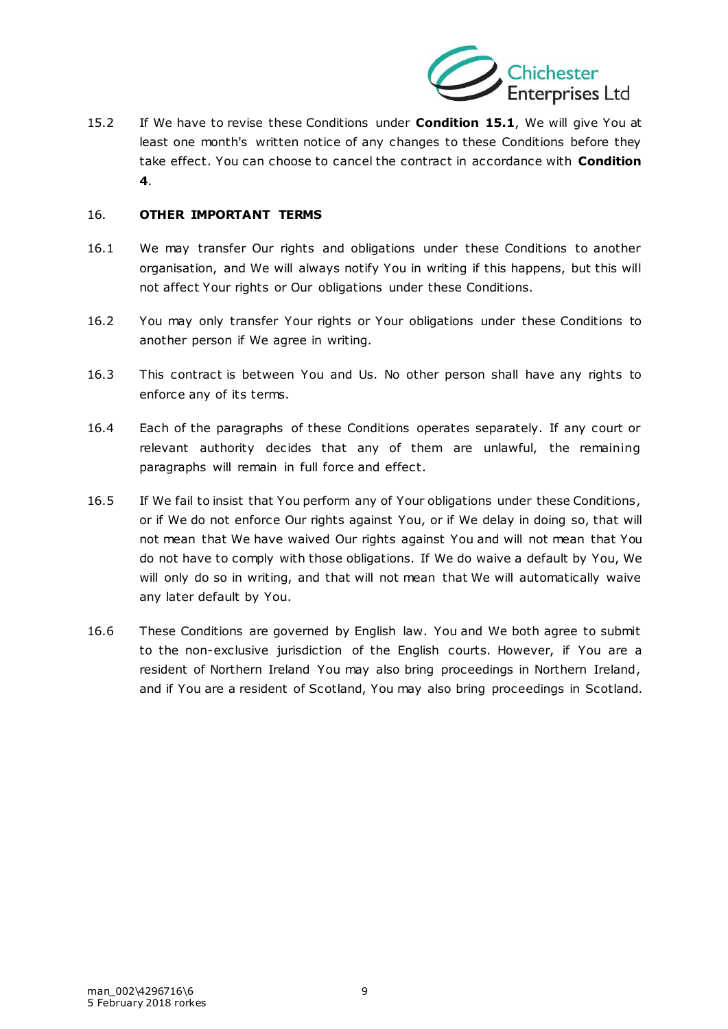15.2 If We have to revise these Conditions under **Condition 15.1**, We will give You at least one month's written notice of any changes to these Conditions before they take effect. You can choose to cancel the contract in accordance with **Condition 4**.

16. **OTHER IMPORTANT TERMS**

16.1 We may transfer Our rights and obligations under these Conditions to another organisation, and We will always notify You in writing if this happens, but this will not affect Your rights or Our obligations under these Conditions.

16.2 You may only transfer Your rights or Your obligations under these Conditions to another person if We agree in writing.

16.3 This contract is between You and Us. No other person shall have any rights to enforce any of its terms.

16.4 Each of the paragraphs of these Conditions operates separately. If any court or relevant authority decides that any of them are unlawful, the remaining paragraphs will remain in full force and effect.

16.5 If We fail to insist that You perform any of Your obligations under these Conditions, or if We do not enforce Our rights against You, or if We delay in doing so, that will not mean that We have waived Our rights against You and will not mean that You do not have to comply with those obligations. If We do waive a default by You, We will only do so in writing, and that will not mean that We will automatically waive any later default by You.

16.6 These Conditions are governed by English law. You and We both agree to submit to the non-exclusive jurisdiction of the English courts. However, if You are a resident of Northern Ireland You may also bring proceedings in Northern Ireland, and if You are a resident of Scotland, You may also bring proceedings in Scotland.